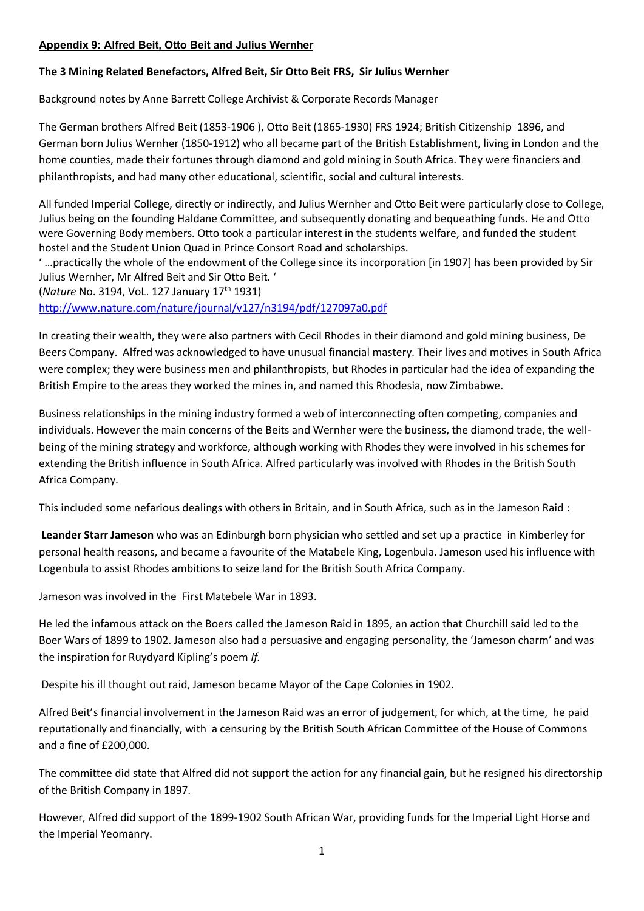**Appendix 9: Alfred Beit, Otto Beit and Julius Wernher**

**The 3 Mining Related Benefactors, Alfred Beit, Sir Otto Beit FRS, Sir Julius Wernher**

Background notes by Anne Barrett College Archivist & Corporate Records Manager

The German brothers Alfred Beit (1853-1906 ), Otto Beit (1865-1930) FRS 1924; British Citizenship 1896, and German born Julius Wernher (1850-1912) who all became part of the British Establishment, living in London and the home counties, made their fortunes through diamond and gold mining in South Africa. They were financiers and philanthropists, and had many other educational, scientific, social and cultural interests.

All funded Imperial College, directly or indirectly, and Julius Wernher and Otto Beit were particularly close to College, Julius being on the founding Haldane Committee, and subsequently donating and bequeathing funds. He and Otto were Governing Body members. Otto took a particular interest in the students welfare, and funded the student hostel and the Student Union Quad in Prince Consort Road and scholarships.

' …practically the whole of the endowment of the College since its incorporation [in 1907] has been provided by Sir Julius Wernher, Mr Alfred Beit and Sir Otto Beit. '
(*Nature* No. 3194, VoL. 127 January 17th 1931)
http://www.nature.com/nature/journal/v127/n3194/pdf/127097a0.pdf

In creating their wealth, they were also partners with Cecil Rhodes in their diamond and gold mining business, De Beers Company. Alfred was acknowledged to have unusual financial mastery. Their lives and motives in South Africa were complex; they were business men and philanthropists, but Rhodes in particular had the idea of expanding the British Empire to the areas they worked the mines in, and named this Rhodesia, now Zimbabwe.

Business relationships in the mining industry formed a web of interconnecting often competing, companies and individuals. However the main concerns of the Beits and Wernher were the business, the diamond trade, the well-being of the mining strategy and workforce, although working with Rhodes they were involved in his schemes for extending the British influence in South Africa. Alfred particularly was involved with Rhodes in the British South Africa Company.

This included some nefarious dealings with others in Britain, and in South Africa, such as in the Jameson Raid :

**Leander Starr Jameson** who was an Edinburgh born physician who settled and set up a practice in Kimberley for personal health reasons, and became a favourite of the Matabele King, Logenbula. Jameson used his influence with Logenbula to assist Rhodes ambitions to seize land for the British South Africa Company.

Jameson was involved in the First Matebele War in 1893.

He led the infamous attack on the Boers called the Jameson Raid in 1895, an action that Churchill said led to the Boer Wars of 1899 to 1902. Jameson also had a persuasive and engaging personality, the 'Jameson charm' and was the inspiration for Ruydyard Kipling's poem *If.*

Despite his ill thought out raid, Jameson became Mayor of the Cape Colonies in 1902.

Alfred Beit's financial involvement in the Jameson Raid was an error of judgement, for which, at the time, he paid reputationally and financially, with a censuring by the British South African Committee of the House of Commons and a fine of £200,000.

The committee did state that Alfred did not support the action for any financial gain, but he resigned his directorship of the British Company in 1897.

However, Alfred did support of the 1899-1902 South African War, providing funds for the Imperial Light Horse and the Imperial Yeomanry.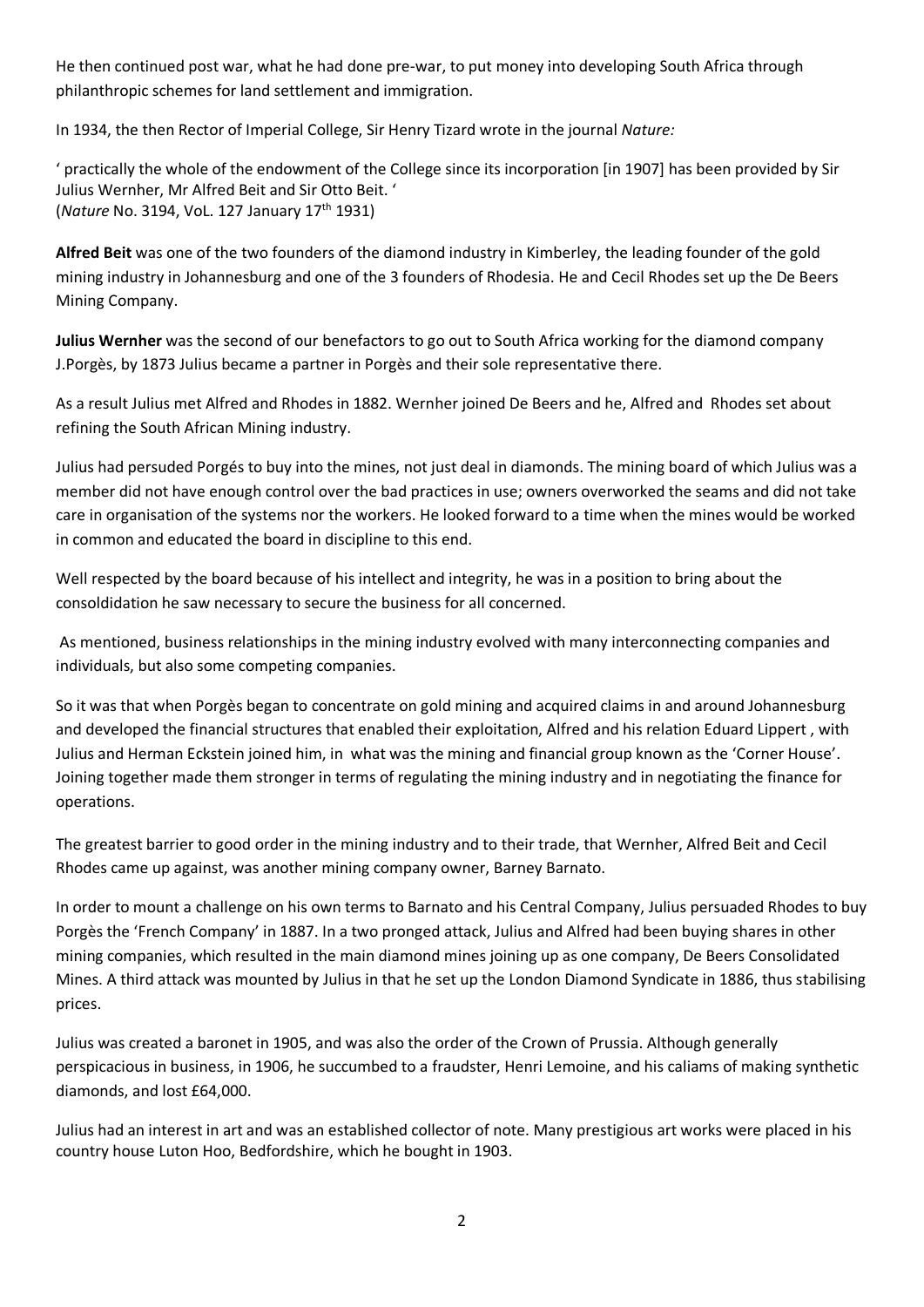He then continued post war, what he had done pre-war, to put money into developing South Africa through philanthropic schemes for land settlement and immigration.

In 1934, the then Rector of Imperial College, Sir Henry Tizard wrote in the journal *Nature:*

' practically the whole of the endowment of the College since its incorporation [in 1907] has been provided by Sir Julius Wernher, Mr Alfred Beit and Sir Otto Beit. '
(*Nature* No. 3194, VoL. 127 January 17th 1931)

**Alfred Beit** was one of the two founders of the diamond industry in Kimberley, the leading founder of the gold mining industry in Johannesburg and one of the 3 founders of Rhodesia. He and Cecil Rhodes set up the De Beers Mining Company.

**Julius Wernher** was the second of our benefactors to go out to South Africa working for the diamond company J.Porgès, by 1873 Julius became a partner in Porgès and their sole representative there.

As a result Julius met Alfred and Rhodes in 1882. Wernher joined De Beers and he, Alfred and Rhodes set about refining the South African Mining industry.

Julius had persuded Porgés to buy into the mines, not just deal in diamonds. The mining board of which Julius was a member did not have enough control over the bad practices in use; owners overworked the seams and did not take care in organisation of the systems nor the workers. He looked forward to a time when the mines would be worked in common and educated the board in discipline to this end.

Well respected by the board because of his intellect and integrity, he was in a position to bring about the consoldidation he saw necessary to secure the business for all concerned.

As mentioned, business relationships in the mining industry evolved with many interconnecting companies and individuals, but also some competing companies.

So it was that when Porgès began to concentrate on gold mining and acquired claims in and around Johannesburg and developed the financial structures that enabled their exploitation, Alfred and his relation Eduard Lippert , with Julius and Herman Eckstein joined him, in what was the mining and financial group known as the 'Corner House'. Joining together made them stronger in terms of regulating the mining industry and in negotiating the finance for operations.

The greatest barrier to good order in the mining industry and to their trade, that Wernher, Alfred Beit and Cecil Rhodes came up against, was another mining company owner, Barney Barnato.

In order to mount a challenge on his own terms to Barnato and his Central Company, Julius persuaded Rhodes to buy Porgès the 'French Company' in 1887. In a two pronged attack, Julius and Alfred had been buying shares in other mining companies, which resulted in the main diamond mines joining up as one company, De Beers Consolidated Mines. A third attack was mounted by Julius in that he set up the London Diamond Syndicate in 1886, thus stabilising prices.

Julius was created a baronet in 1905, and was also the order of the Crown of Prussia. Although generally perspicacious in business, in 1906, he succumbed to a fraudster, Henri Lemoine, and his caliams of making synthetic diamonds, and lost £64,000.

Julius had an interest in art and was an established collector of note. Many prestigious art works were placed in his country house Luton Hoo, Bedfordshire, which he bought in 1903.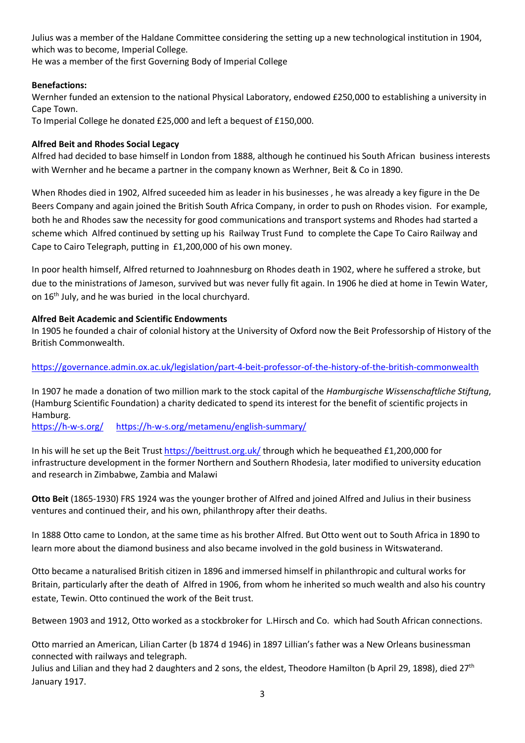Julius was a member of the Haldane Committee considering the setting up a new technological institution in 1904, which was to become, Imperial College.
He was a member of the first Governing Body of Imperial College

**Benefactions:**
Wernher funded an extension to the national Physical Laboratory, endowed £250,000 to establishing a university in Cape Town.
To Imperial College he donated £25,000 and left a bequest of £150,000.

**Alfred Beit and Rhodes Social Legacy**
Alfred had decided to base himself in London from 1888, although he continued his South African business interests with Wernher and he became a partner in the company known as Werhner, Beit & Co in 1890.

When Rhodes died in 1902, Alfred suceeded him as leader in his businesses , he was already a key figure in the De Beers Company and again joined the British South Africa Company, in order to push on Rhodes vision. For example, both he and Rhodes saw the necessity for good communications and transport systems and Rhodes had started a scheme which Alfred continued by setting up his Railway Trust Fund to complete the Cape To Cairo Railway and Cape to Cairo Telegraph, putting in £1,200,000 of his own money.

In poor health himself, Alfred returned to Joahnnesburg on Rhodes death in 1902, where he suffered a stroke, but due to the ministrations of Jameson, survived but was never fully fit again. In 1906 he died at home in Tewin Water, on 16th July, and he was buried in the local churchyard.

**Alfred Beit Academic and Scientific Endowments**
In 1905 he founded a chair of colonial history at the University of Oxford now the Beit Professorship of History of the British Commonwealth.

https://governance.admin.ox.ac.uk/legislation/part-4-beit-professor-of-the-history-of-the-british-commonwealth

In 1907 he made a donation of two million mark to the stock capital of the *Hamburgische Wissenschaftliche Stiftung*, (Hamburg Scientific Foundation) a charity dedicated to spend its interest for the benefit of scientific projects in Hamburg.
https://h-w-s.org/ https://h-w-s.org/metamenu/english-summary/

In his will he set up the Beit Trust https://beittrust.org.uk/ through which he bequeathed £1,200,000 for infrastructure development in the former Northern and Southern Rhodesia, later modified to university education and research in Zimbabwe, Zambia and Malawi

**Otto Beit** (1865-1930) FRS 1924 was the younger brother of Alfred and joined Alfred and Julius in their business ventures and continued their, and his own, philanthropy after their deaths.

In 1888 Otto came to London, at the same time as his brother Alfred. But Otto went out to South Africa in 1890 to learn more about the diamond business and also became involved in the gold business in Witswaterand.

Otto became a naturalised British citizen in 1896 and immersed himself in philanthropic and cultural works for Britain, particularly after the death of Alfred in 1906, from whom he inherited so much wealth and also his country estate, Tewin. Otto continued the work of the Beit trust.

Between 1903 and 1912, Otto worked as a stockbroker for L.Hirsch and Co. which had South African connections.

Otto married an American, Lilian Carter (b 1874 d 1946) in 1897 Lillian's father was a New Orleans businessman connected with railways and telegraph.
Julius and Lilian and they had 2 daughters and 2 sons, the eldest, Theodore Hamilton (b April 29, 1898), died 27th January 1917.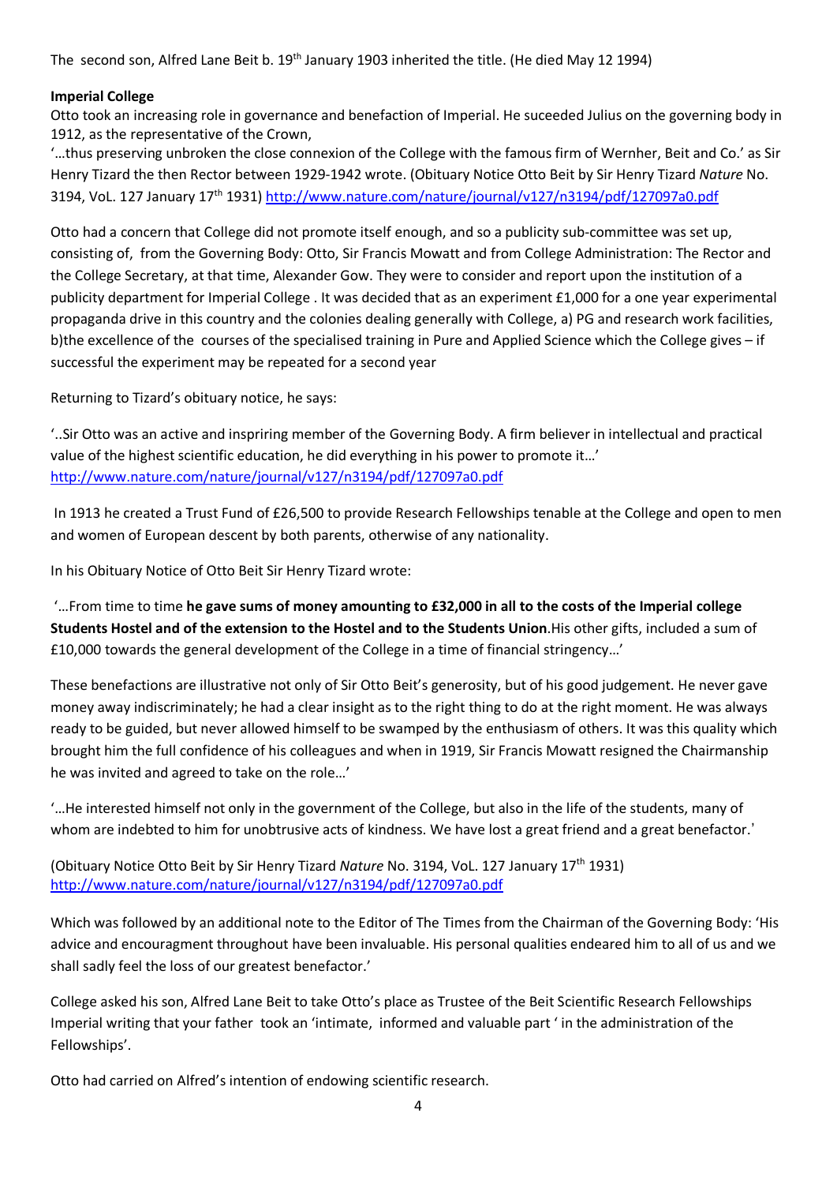The second son, Alfred Lane Beit b. 19th January 1903 inherited the title. (He died May 12 1994)

**Imperial College**

Otto took an increasing role in governance and benefaction of Imperial. He suceeded Julius on the governing body in 1912, as the representative of the Crown,

'…thus preserving unbroken the close connexion of the College with the famous firm of Wernher, Beit and Co.' as Sir Henry Tizard the then Rector between 1929-1942 wrote. (Obituary Notice Otto Beit by Sir Henry Tizard *Nature* No. 3194, VoL. 127 January 17th 1931) http://www.nature.com/nature/journal/v127/n3194/pdf/127097a0.pdf

Otto had a concern that College did not promote itself enough, and so a publicity sub-committee was set up, consisting of, from the Governing Body: Otto, Sir Francis Mowatt and from College Administration: The Rector and the College Secretary, at that time, Alexander Gow. They were to consider and report upon the institution of a publicity department for Imperial College . It was decided that as an experiment £1,000 for a one year experimental propaganda drive in this country and the colonies dealing generally with College, a) PG and research work facilities, b)the excellence of the courses of the specialised training in Pure and Applied Science which the College gives – if successful the experiment may be repeated for a second year

Returning to Tizard's obituary notice, he says:

'..Sir Otto was an active and inspriring member of the Governing Body. A firm believer in intellectual and practical value of the highest scientific education, he did everything in his power to promote it…' http://www.nature.com/nature/journal/v127/n3194/pdf/127097a0.pdf

In 1913 he created a Trust Fund of £26,500 to provide Research Fellowships tenable at the College and open to men and women of European descent by both parents, otherwise of any nationality.

In his Obituary Notice of Otto Beit Sir Henry Tizard wrote:

'…From time to time **he gave sums of money amounting to £32,000 in all to the costs of the Imperial college Students Hostel and of the extension to the Hostel and to the Students Union**.His other gifts, included a sum of £10,000 towards the general development of the College in a time of financial stringency…'

These benefactions are illustrative not only of Sir Otto Beit's generosity, but of his good judgement. He never gave money away indiscriminately; he had a clear insight as to the right thing to do at the right moment. He was always ready to be guided, but never allowed himself to be swamped by the enthusiasm of others. It was this quality which brought him the full confidence of his colleagues and when in 1919, Sir Francis Mowatt resigned the Chairmanship he was invited and agreed to take on the role…'

'…He interested himself not only in the government of the College, but also in the life of the students, many of whom are indebted to him for unobtrusive acts of kindness. We have lost a great friend and a great benefactor.'

(Obituary Notice Otto Beit by Sir Henry Tizard *Nature* No. 3194, VoL. 127 January 17th 1931) http://www.nature.com/nature/journal/v127/n3194/pdf/127097a0.pdf

Which was followed by an additional note to the Editor of The Times from the Chairman of the Governing Body: 'His advice and encouragment throughout have been invaluable. His personal qualities endeared him to all of us and we shall sadly feel the loss of our greatest benefactor.'

College asked his son, Alfred Lane Beit to take Otto's place as Trustee of the Beit Scientific Research Fellowships Imperial writing that your father took an 'intimate, informed and valuable part ' in the administration of the Fellowships'.

Otto had carried on Alfred's intention of endowing scientific research.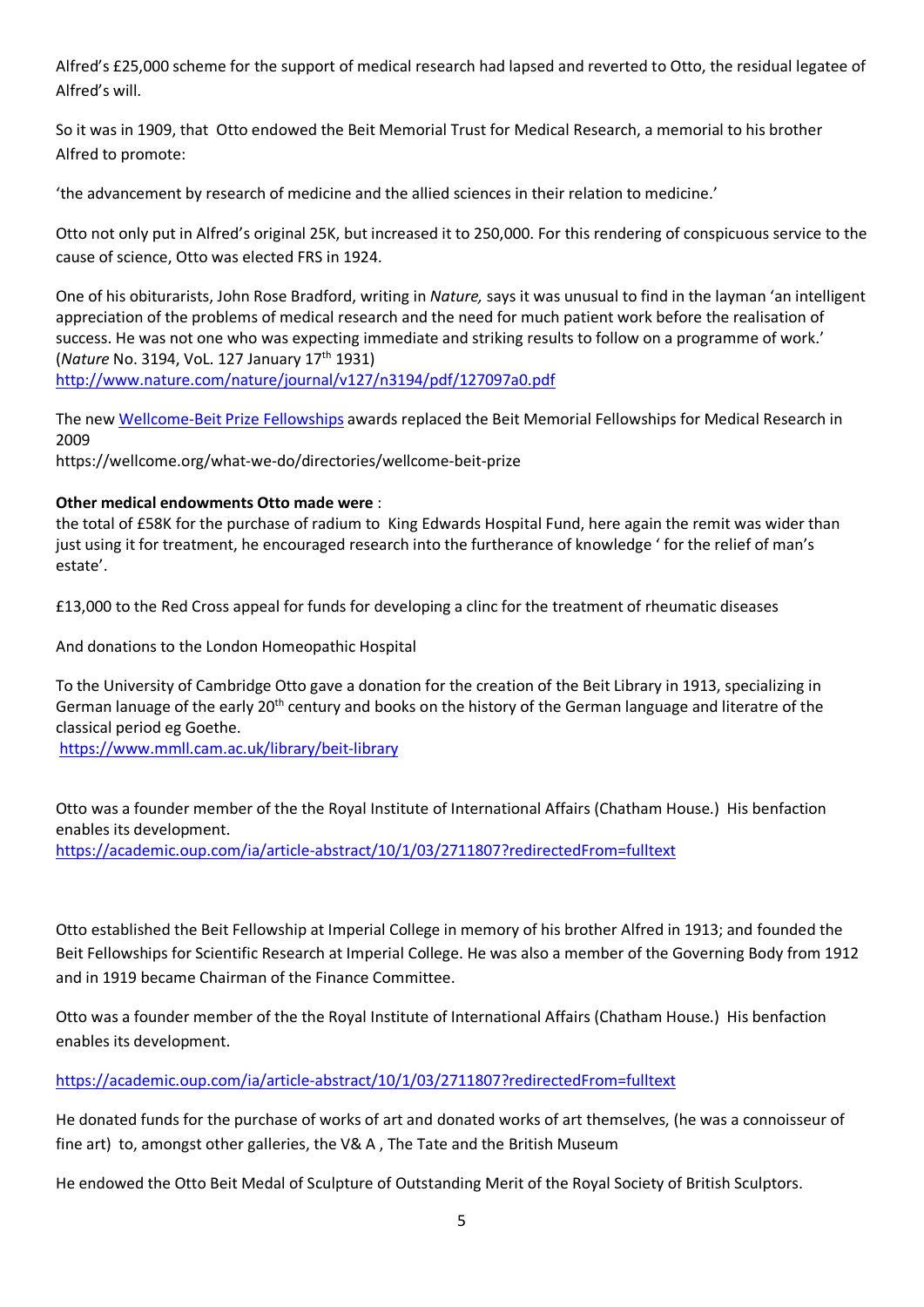Alfred's £25,000 scheme for the support of medical research had lapsed and reverted to Otto, the residual legatee of Alfred's will.

So it was in 1909, that Otto endowed the Beit Memorial Trust for Medical Research, a memorial to his brother Alfred to promote:

'the advancement by research of medicine and the allied sciences in their relation to medicine.'

Otto not only put in Alfred's original 25K, but increased it to 250,000. For this rendering of conspicuous service to the cause of science, Otto was elected FRS in 1924.

One of his obiturarists, John Rose Bradford, writing in *Nature,* says it was unusual to find in the layman 'an intelligent appreciation of the problems of medical research and the need for much patient work before the realisation of success. He was not one who was expecting immediate and striking results to follow on a programme of work.' (*Nature* No. 3194, VoL. 127 January 17th 1931)
http://www.nature.com/nature/journal/v127/n3194/pdf/127097a0.pdf

The new Wellcome-Beit Prize Fellowships awards replaced the Beit Memorial Fellowships for Medical Research in 2009
https://wellcome.org/what-we-do/directories/wellcome-beit-prize

**Other medical endowments Otto made were** :
the total of £58K for the purchase of radium to King Edwards Hospital Fund, here again the remit was wider than just using it for treatment, he encouraged research into the furtherance of knowledge ' for the relief of man's estate'.

£13,000 to the Red Cross appeal for funds for developing a clinc for the treatment of rheumatic diseases

And donations to the London Homeopathic Hospital

To the University of Cambridge Otto gave a donation for the creation of the Beit Library in 1913, specializing in German lanuage of the early 20th century and books on the history of the German language and literatre of the classical period eg Goethe.
https://www.mmll.cam.ac.uk/library/beit-library

Otto was a founder member of the the Royal Institute of International Affairs (Chatham House.) His benfaction enables its development.
https://academic.oup.com/ia/article-abstract/10/1/03/2711807?redirectedFrom=fulltext

Otto established the Beit Fellowship at Imperial College in memory of his brother Alfred in 1913; and founded the Beit Fellowships for Scientific Research at Imperial College. He was also a member of the Governing Body from 1912 and in 1919 became Chairman of the Finance Committee.

Otto was a founder member of the the Royal Institute of International Affairs (Chatham House.) His benfaction enables its development.

https://academic.oup.com/ia/article-abstract/10/1/03/2711807?redirectedFrom=fulltext

He donated funds for the purchase of works of art and donated works of art themselves, (he was a connoisseur of fine art) to, amongst other galleries, the V& A , The Tate and the British Museum

He endowed the Otto Beit Medal of Sculpture of Outstanding Merit of the Royal Society of British Sculptors.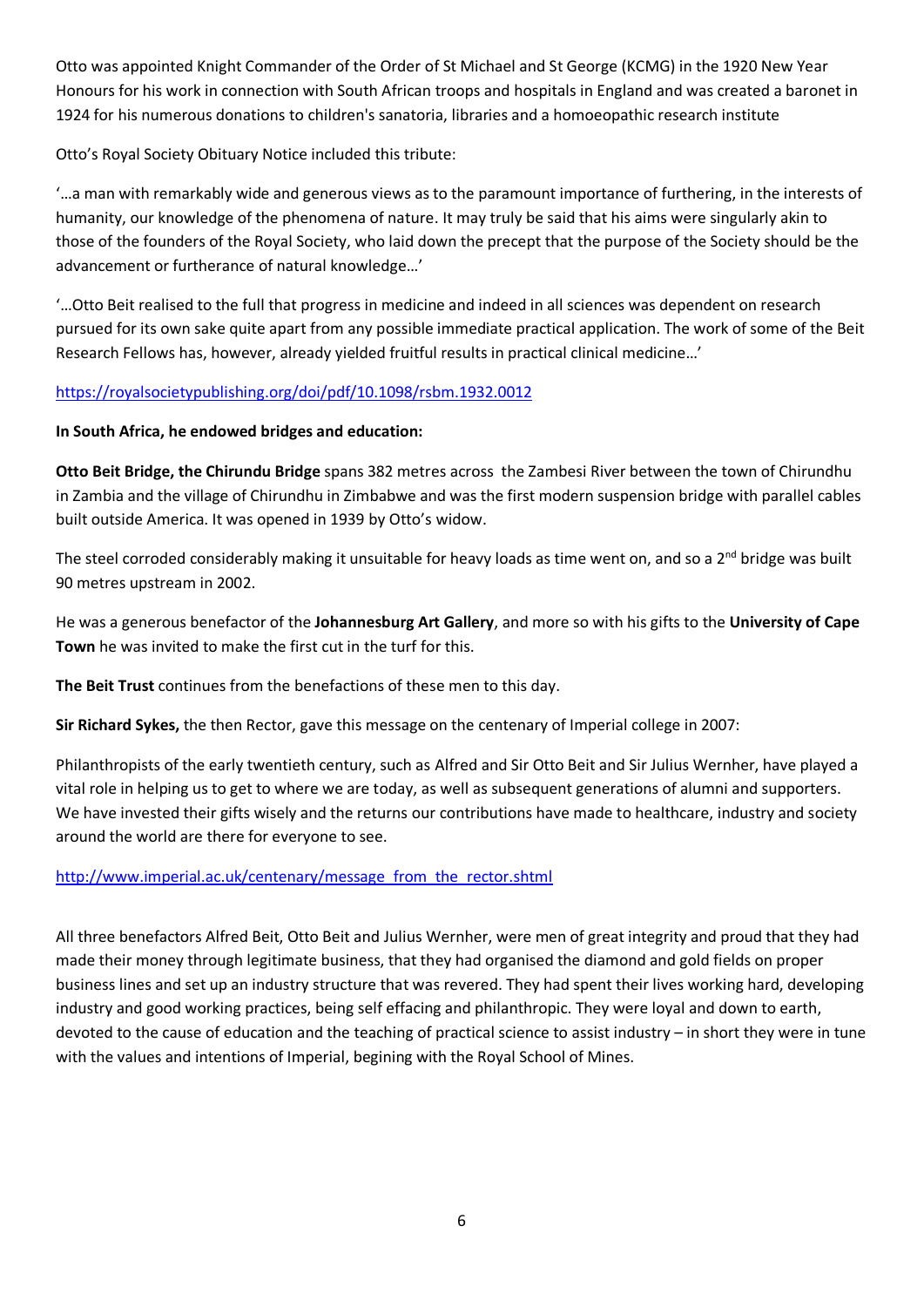Otto was appointed Knight Commander of the Order of St Michael and St George (KCMG) in the 1920 New Year Honours for his work in connection with South African troops and hospitals in England and was created a baronet in 1924 for his numerous donations to children's sanatoria, libraries and a homoeopathic research institute

Otto's Royal Society Obituary Notice included this tribute:

'…a man with remarkably wide and generous views as to the paramount importance of furthering, in the interests of humanity, our knowledge of the phenomena of nature. It may truly be said that his aims were singularly akin to those of the founders of the Royal Society, who laid down the precept that the purpose of the Society should be the advancement or furtherance of natural knowledge…'

'…Otto Beit realised to the full that progress in medicine and indeed in all sciences was dependent on research pursued for its own sake quite apart from any possible immediate practical application. The work of some of the Beit Research Fellows has, however, already yielded fruitful results in practical clinical medicine…'

https://royalsocietypublishing.org/doi/pdf/10.1098/rsbm.1932.0012

**In South Africa, he endowed bridges and education:**

**Otto Beit Bridge, the Chirundu Bridge** spans 382 metres across the Zambesi River between the town of Chirundhu in Zambia and the village of Chirundhu in Zimbabwe and was the first modern suspension bridge with parallel cables built outside America. It was opened in 1939 by Otto's widow.

The steel corroded considerably making it unsuitable for heavy loads as time went on, and so a 2nd bridge was built 90 metres upstream in 2002.

He was a generous benefactor of the **Johannesburg Art Gallery**, and more so with his gifts to the **University of Cape Town** he was invited to make the first cut in the turf for this.

**The Beit Trust** continues from the benefactions of these men to this day.

**Sir Richard Sykes,** the then Rector, gave this message on the centenary of Imperial college in 2007:

Philanthropists of the early twentieth century, such as Alfred and Sir Otto Beit and Sir Julius Wernher, have played a vital role in helping us to get to where we are today, as well as subsequent generations of alumni and supporters. We have invested their gifts wisely and the returns our contributions have made to healthcare, industry and society around the world are there for everyone to see.

http://www.imperial.ac.uk/centenary/message_from_the_rector.shtml

All three benefactors Alfred Beit, Otto Beit and Julius Wernher, were men of great integrity and proud that they had made their money through legitimate business, that they had organised the diamond and gold fields on proper business lines and set up an industry structure that was revered. They had spent their lives working hard, developing industry and good working practices, being self effacing and philanthropic. They were loyal and down to earth, devoted to the cause of education and the teaching of practical science to assist industry – in short they were in tune with the values and intentions of Imperial, begining with the Royal School of Mines.